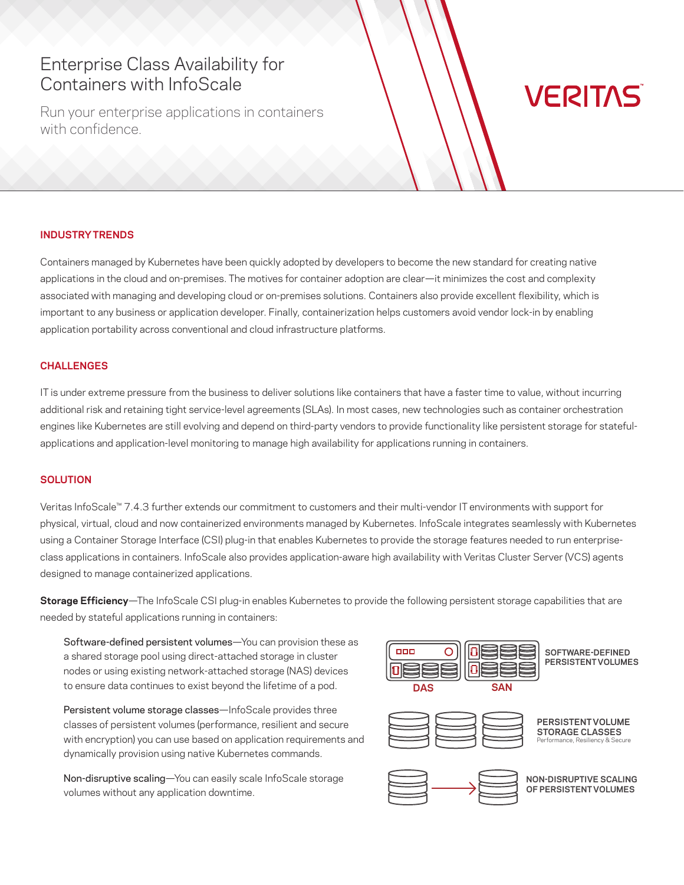# Enterprise Class Availability for Containers with InfoScale

Run your enterprise applications in containers with confidence.

VERITAS™

## INDUSTRY TRENDS

Containers managed by Kubernetes have been quickly adopted by developers to become the new standard for creating native applications in the cloud and on-premises. The motives for container adoption are clear—it minimizes the cost and complexity associated with managing and developing cloud or on-premises solutions. Containers also provide excellent flexibility, which is important to any business or application developer. Finally, containerization helps customers avoid vendor lock-in by enabling application portability across conventional and cloud infrastructure platforms.

## CHALLENGES

IT is under extreme pressure from the business to deliver solutions like containers that have a faster time to value, without incurring additional risk and retaining tight service-level agreements (SLAs). In most cases, new technologies such as container orchestration engines like Kubernetes are still evolving and depend on third-party vendors to provide functionality like persistent storage for stateful-applications and application-level monitoring to manage high availability for applications running in containers.

## SOLUTION

Veritas InfoScale™ 7.4.3 further extends our commitment to customers and their multi-vendor IT environments with support for physical, virtual, cloud and now containerized environments managed by Kubernetes. InfoScale integrates seamlessly with Kubernetes using a Container Storage Interface (CSI) plug-in that enables Kubernetes to provide the storage features needed to run enterprise-class applications in containers. InfoScale also provides application-aware high availability with Veritas Cluster Server (VCS) agents designed to manage containerized applications.

**Storage Efficiency**—The InfoScale CSI plug-in enables Kubernetes to provide the following persistent storage capabilities that are needed by stateful applications running in containers:

Software-defined persistent volumes—You can provision these as a shared storage pool using direct-attached storage in cluster nodes or using existing network-attached storage (NAS) devices to ensure data continues to exist beyond the lifetime of a pod.

Persistent volume storage classes—InfoScale provides three classes of persistent volumes (performance, resilient and secure with encryption) you can use based on application requirements and dynamically provision using native Kubernetes commands.

Non-disruptive scaling—You can easily scale InfoScale storage volumes without any application downtime.

DAS SAN

SOFTWARE-DEFINED PERSISTENT VOLUMES

PERSISTENT VOLUME STORAGE CLASSES
Performance, Resiliency & Secure

NON-DISRUPTIVE SCALING OF PERSISTENT VOLUMES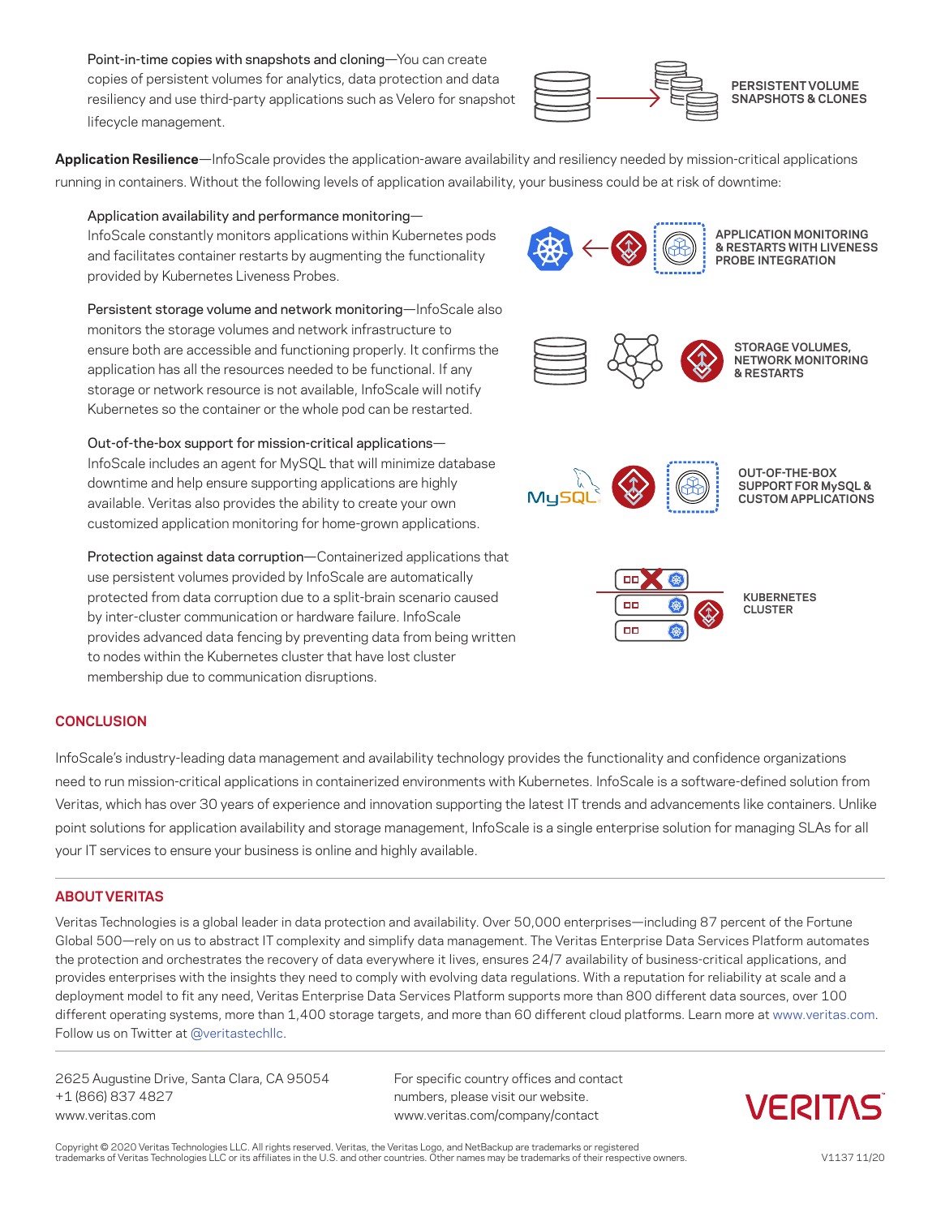Point-in-time copies with snapshots and cloning—You can create copies of persistent volumes for analytics, data protection and data resiliency and use third-party applications such as Velero for snapshot lifecycle management.

PERSISTENT VOLUME SNAPSHOTS & CLONES

**Application Resilience**—InfoScale provides the application-aware availability and resiliency needed by mission-critical applications running in containers. Without the following levels of application availability, your business could be at risk of downtime:

Application availability and performance monitoring—InfoScale constantly monitors applications within Kubernetes pods and facilitates container restarts by augmenting the functionality provided by Kubernetes Liveness Probes.

APPLICATION MONITORING & RESTARTS WITH LIVENESS PROBE INTEGRATION

Persistent storage volume and network monitoring—InfoScale also monitors the storage volumes and network infrastructure to ensure both are accessible and functioning properly. It confirms the application has all the resources needed to be functional. If any storage or network resource is not available, InfoScale will notify Kubernetes so the container or the whole pod can be restarted.

STORAGE VOLUMES, NETWORK MONITORING & RESTARTS

Out-of-the-box support for mission-critical applications—InfoScale includes an agent for MySQL that will minimize database downtime and help ensure supporting applications are highly available. Veritas also provides the ability to create your own customized application monitoring for home-grown applications.

MySQL

OUT-OF-THE-BOX SUPPORT FOR MySQL & CUSTOM APPLICATIONS

Protection against data corruption—Containerized applications that use persistent volumes provided by InfoScale are automatically protected from data corruption due to a split-brain scenario caused by inter-cluster communication or hardware failure. InfoScale provides advanced data fencing by preventing data from being written to nodes within the Kubernetes cluster that have lost cluster membership due to communication disruptions.

KUBERNETES CLUSTER

## CONCLUSION

InfoScale's industry-leading data management and availability technology provides the functionality and confidence organizations need to run mission-critical applications in containerized environments with Kubernetes. InfoScale is a software-defined solution from Veritas, which has over 30 years of experience and innovation supporting the latest IT trends and advancements like containers. Unlike point solutions for application availability and storage management, InfoScale is a single enterprise solution for managing SLAs for all your IT services to ensure your business is online and highly available.

## ABOUT VERITAS

Veritas Technologies is a global leader in data protection and availability. Over 50,000 enterprises—including 87 percent of the Fortune Global 500—rely on us to abstract IT complexity and simplify data management. The Veritas Enterprise Data Services Platform automates the protection and orchestrates the recovery of data everywhere it lives, ensures 24/7 availability of business-critical applications, and provides enterprises with the insights they need to comply with evolving data regulations. With a reputation for reliability at scale and a deployment model to fit any need, Veritas Enterprise Data Services Platform supports more than 800 different data sources, over 100 different operating systems, more than 1,400 storage targets, and more than 60 different cloud platforms. Learn more at www.veritas.com. Follow us on Twitter at @veritastechllc.

2625 Augustine Drive, Santa Clara, CA 95054
+1 (866) 837 4827
www.veritas.com

For specific country offices and contact numbers, please visit our website.
www.veritas.com/company/contact

VERITAS

Copyright © 2020 Veritas Technologies LLC. All rights reserved. Veritas, the Veritas Logo, and NetBackup are trademarks or registered trademarks of Veritas Technologies LLC or its affiliates in the U.S. and other countries. Other names may be trademarks of their respective owners.

V1137 11/20